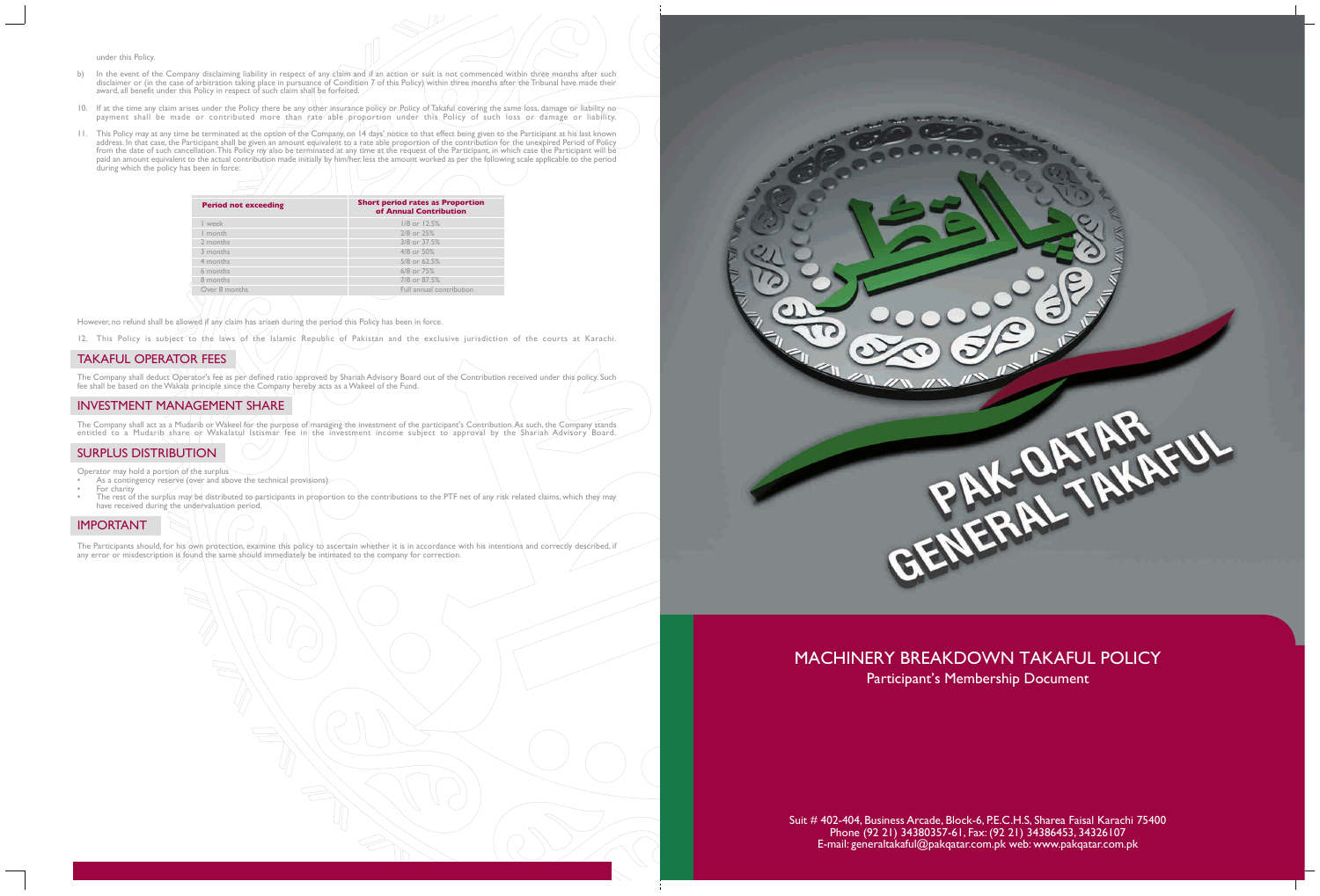under this Policy.

b) In the event of the Company disclaiming liability in respect of any claim and if an action or suit is not commenced within three months after such disclaimer or (in the case of arbitration taking place in pursuance of Condition 7 of this Policy) within three months after the Tribunal have made their award, all benefit under this Policy in respect of such claim shall be forfeited.

10. If at the time any claim arises under the Policy there be any other insurance policy or Policy of Takaful covering the same loss, damage or liability no payment shall be made or contributed more than rate able proportion under this Policy of such loss or damage or liability.

11. This Policy may at any time be terminated at the option of the Company, on 14 days' notice to that effect being given to the Participant at his last known address. In that case, the Participant shall be given an amount equivalent to a rate able proportion of the contribution for the unexpired Period of Policy from the date of such cancellation. This Policy my also be terminated at any time at the request of the Participant, in which case the Participant will be paid an amount equivalent to the actual contribution made initially by him/her, less the amount worked as per the following scale applicable to the period during which the policy has been in force:

| Period not exceeding | Short period rates as Proportion of Annual Contribution |
|---|---|
| 1 week | 1/8 or 12.5% |
| 1 month | 2/8 or 25% |
| 2 months | 3/8 or 37.5% |
| 3 months | 4/8 or 50% |
| 4 months | 5/8 or 62.5% |
| 6 months | 6/8 or 75% |
| 8 months | 7/8 or 87.5% |
| Over 8 months | Full annual contribution |

However, no refund shall be allowed if any claim has arisen during the period this Policy has been in force.

12. This Policy is subject to the laws of the Islamic Republic of Pakistan and the exclusive jurisdiction of the courts at Karachi.

## TAKAFUL OPERATOR FEES

The Company shall deduct Operator's fee as per defined ratio approved by Shariah Advisory Board out of the Contribution received under this policy. Such fee shall be based on the Wakala principle since the Company hereby acts as a Wakeel of the Fund.

## INVESTMENT MANAGEMENT SHARE

The Company shall act as a Mudarib or Wakeel for the purpose of managing the investment of the participant's Contribution. As such, the Company stands entitled to a Mudarib share or Wakalatul Istismar fee in the investment income subject to approval by the Shariah Advisory Board.

## SURPLUS DISTRIBUTION

Operator may hold a portion of the surplus

- As a contingency reserve (over and above the technical provisions)
- For charity
- The rest of the surplus may be distributed to participants in proportion to the contributions to the PTF net of any risk related claims, which they may have received during the undervaluation period.

## IMPORTANT

The Participants should, for his own protection, examine this policy to ascertain whether it is in accordance with his intentions and correctly described, if any error or misdescription is found the same should immediately be intimated to the company for correction.

PAK-QATAR GENERAL TAKAFUL

# MACHINERY BREAKDOWN TAKAFUL POLICY

## Participant's Membership Document

Suit # 402-404, Business Arcade, Block-6, P.E.C.H.S, Sharea Faisal Karachi 75400
Phone (92 21) 34380357-61, Fax: (92 21) 34386453, 34326107
E-mail: generaltakaful@pakqatar.com.pk web: www.pakqatar.com.pk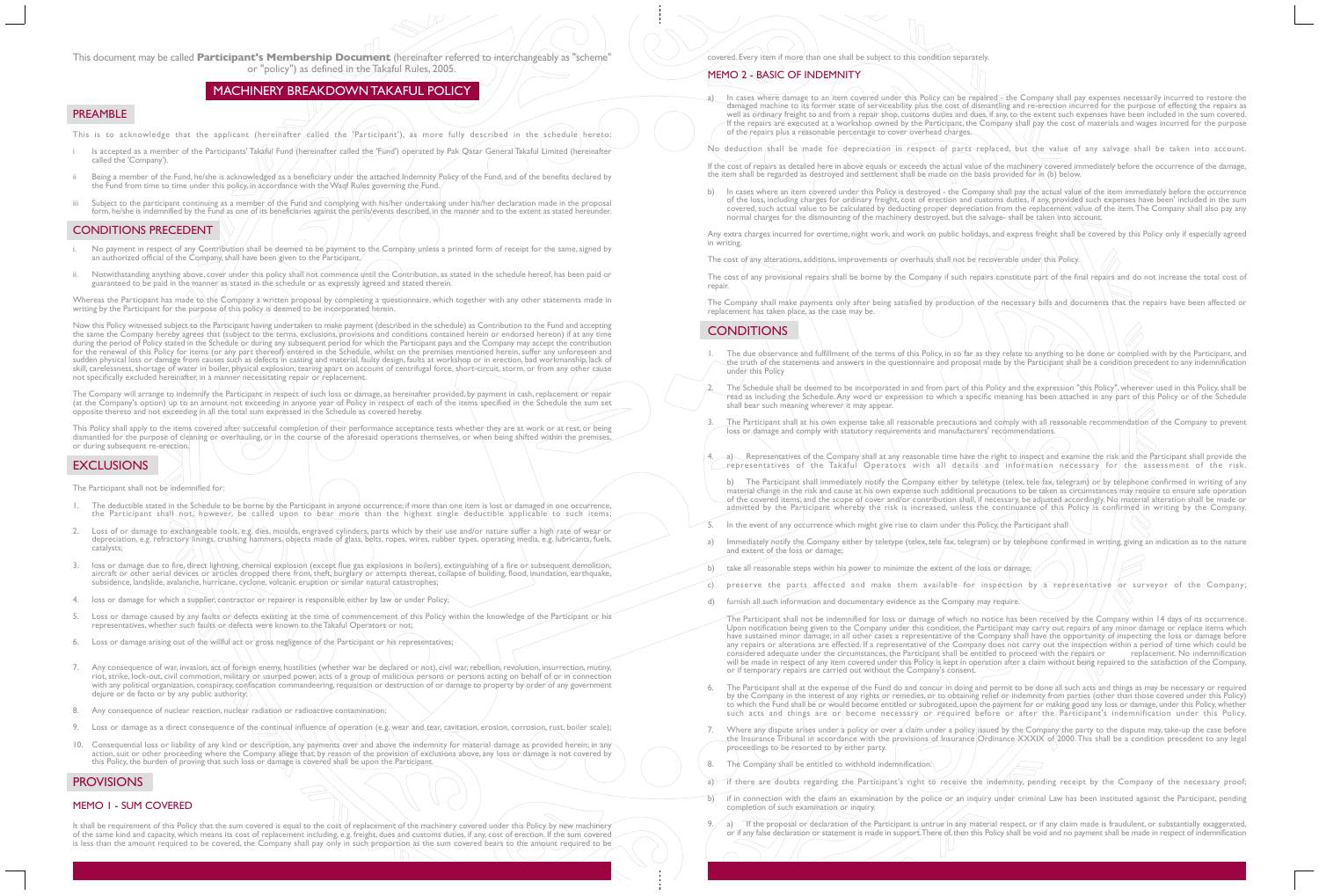This document may be called **Participant's Membership Document** (hereinafter referred to interchangeably as "scheme" or "policy") as defined in the Takaful Rules, 2005.

# MACHINERY BREAKDOWN TAKAFUL POLICY

## PREAMBLE

This is to acknowledge that the applicant (hereinafter called the 'Participant'), as more fully described in the schedule hereto:

i. Is accepted as a member of the Participants' Takaful Fund (hereinafter called the 'Fund') operated by Pak Qatar General Takaful Limited (hereinafter called the 'Company').

ii. Being a member of the Fund, he/she is acknowledged as a beneficiary under the attached Indemnity Policy of the Fund, and of the benefits declared by the Fund from time to time under this policy, in accordance with the Waqf Rules governing the Fund.

iii. Subject to the participant continuing as a member of the Fund and complying with his/her undertaking under his/her declaration made in the proposal form, he/she is indemnified by the Fund as one of its beneficiaries against the perils/events described, in the manner and to the extent as stated hereunder.

## CONDITIONS PRECEDENT

i. No payment in respect of any Contribution shall be deemed to be payment to the Company unless a printed form of receipt for the same, signed by an authorized official of the Company, shall have been given to the Participant.

ii. Notwithstanding anything above, cover under this policy shall not commence until the Contribution, as stated in the schedule hereof, has been paid or guaranteed to be paid in the manner as stated in the schedule or as expressly agreed and stated therein.

Whereas the Participant has made to the Company a written proposal by completing a questionnaire, which together with any other statements made in writing by the Participant for the purpose of this policy is deemed to be incorporated herein.

Now this Policy witnessed subject to the Participant having undertaken to make payment (described in the schedule) as Contribution to the Fund and accepting the same the Company hereby agrees that (subject to the terms, exclusions, provisions and conditions contained herein or endorsed hereon) if at any time during the period of Policy stated in the Schedule or during any subsequent period for which the Participant pays and the Company may accept the contribution for the renewal of this Policy for items (or any part thereof) entered in the Schedule, whilst on the premises mentioned herein, suffer any unforeseen and sudden physical loss or damage from causes such as defects in casting and material, faulty design, faults at workshop or in erection, bad workmanship, lack of skill, carelessness, shortage of water in boiler, physical explosion, tearing apart on account of centrifugal force, short-circuit, storm, or from any other cause not specifically excluded hereinafter, in a manner necessitating repair or replacement.

The Company will arrange to indemnify the Participant in respect of such loss or damage, as hereinafter provided, by payment in cash, replacement or repair (at the Company's option) up to an amount not exceeding in anyone year of Policy in respect of each of the items specified in the Schedule the sum set opposite thereto and not exceeding in all the total sum expressed in the Schedule as covered hereby.

This Policy shall apply to the items covered after successful completion of their performance acceptance tests whether they are at work or at rest, or being dismantled for the purpose of cleaning or overhauling, or in the course of the aforesaid operations themselves, or when being shifted within the premises, or during subsequent re-erection.

## EXCLUSIONS

The Participant shall not be indemnified for:

1. The deductible stated in the Schedule to be borne by the Participant in anyone occurrence; if more than one item is lost or damaged in one occurrence, the Participant shall not, however, be called upon to bear more than the highest single deductible applicable to such items;

2. Loss of or damage to exchangeable tools, e.g. dies, moulds, engraved cylinders, parts which by their use and/or nature suffer a high rate of wear or depreciation, e.g. refractory linings, crushing hammers, objects made of glass, belts, ropes, wires, rubber types, operating media, e.g. lubricants, fuels, catalysts;

3. loss or damage due to fire, direct lightning, chemical explosion (except flue gas explosions in boilers), extinguishing of a fire or subsequent demolition, aircraft or other aerial devices or articles dropped there from, theft, burglary or attempts thereat, collapse of building, flood, inundation, earthquake, subsidence, landslide, avalanche, hurricane, cyclone, volcanic eruption or similar natural catastrophes;

4. loss or damage for which a supplier, contractor or repairer is responsible either by law or under Policy;

5. Loss or damage caused by any faults or defects existing at the time of commencement of this Policy within the knowledge of the Participant or his representatives, whether such faults or defects were known to the Takaful Operators or not;

6. Loss or damage arising out of the willful act or gross negligence of the Participant or his representatives;

7. Any consequence of war, invasion, act of foreign enemy, hostilities (whether war be declared or not), civil war, rebellion, revolution, insurrection, mutiny, riot, strike, lock-out, civil commotion, military or usurped power, acts of a group of malicious persons or persons acting on behalf of or in connection with any political organization, conspiracy, confiscation commandeering, requisition or destruction of or damage to property by order of any government dejure or de facto or by any public authority;

8. Any consequence of nuclear reaction, nuclear radiation or radioactive contamination;

9. Loss or damage as a direct consequence of the continual influence of operation (e.g. wear and tear, cavitation, erosion, corrosion, rust, boiler scale);

10. Consequential loss or liability of any kind or description, any payments over and above the indemnity for material damage as provided herein; in any action, suit or other proceeding where the Company allege that, by reason of the provision of exclusions above, any loss or damage is not covered by this Policy, the burden of proving that such loss or damage is covered shall be upon the Participant.

## PROVISIONS

### MEMO 1 - SUM COVERED

It shall be requirement of this Policy that the sum covered is equal to the cost of replacement of the machinery covered under this Policy by new machinery of the same kind and capacity, which means its cost of replacement including, e.g. freight, dues and customs duties, if any, cost of erection. If the sum covered is less than the amount required to be covered, the Company shall pay only in such proportion as the sum covered bears to the amount required to be covered. Every item if more than one shall be subject to this condition separately.

### MEMO 2 - BASIC OF INDEMNITY

a) In cases where damage to an item covered under this Policy can be repaired - the Company shall pay expenses necessarily incurred to restore the damaged machine to its former state of serviceability plus the cost of dismantling and re-erection incurred for the purpose of effecting the repairs as well as ordinary freight to and from a repair shop, customs duties and dues, if any, to the extent such expenses have been included in the sum covered. If the repairs are executed at a workshop owned by the Participant, the Company shall pay the cost of materials and wages incurred for the purpose of the repairs plus a reasonable percentage to cover overhead charges.

No deduction shall be made for depreciation in respect of parts replaced, but the value of any salvage shall be taken into account.

If the cost of repairs as detailed here in above equals or exceeds the actual value of the machinery covered immediately before the occurrence of the damage, the item shall be regarded as destroyed and settlement shall be made on the basis provided for in (b) below.

b) In cases where an item covered under this Policy is destroyed - the Company shall pay the actual value of the item immediately before the occurrence of the loss, including charges for ordinary freight, cost of erection and customs duties, if any, provided such expenses have been' included in the sum covered, such actual value to be calculated by deducting proper depreciation from the replacement value of the item. The Company shall also pay any normal charges for the dismounting of the machinery destroyed, but the salvage- shall be taken into account.

Any extra charges incurred for overtime, night work, and work on public holidays, and express freight shall be covered by this Policy only if especially agreed in writing.

The cost of any alterations, additions, improvements or overhauls shall not be recoverable under this Policy.

The cost of any provisional repairs shall be borne by the Company if such repairs constitute part of the final repairs and do not increase the total cost of repair.

The Company shall make payments only after being satisfied by production of the necessary bills and documents that the repairs have been affected or replacement has taken place, as the case may be.

## CONDITIONS

1. The due observance and fulfillment of the terms of this Policy, in so far as they relate to anything to be done or complied with by the Participant, and the truth of the statements and answers in the questionnaire and proposal made by the Participant shall be a condition precedent to any indemnification under this Policy

2. The Schedule shall be deemed to be incorporated in and from part of this Policy and the expression "this Policy", wherever used in this Policy, shall be read as including the Schedule. Any word or expression to which a specific meaning has been attached in any part of this Policy or of the Schedule shall bear such meaning wherever it may appear.

3. The Participant shall at his own expense take all reasonable precautions and comply with all reasonable recommendation of the Company to prevent loss or damage and comply with statutory requirements and manufacturers' recommendations.

4. a) Representatives of the Company shall at any reasonable time have the right to inspect and examine the risk and the Participant shall provide the representatives of the Takaful Operators with all details and information necessary for the assessment of the risk.

   b) The Participant shall immediately notify the Company either by teletype (telex, tele fax, telegram) or by telephone confirmed in writing of any material change in the risk and cause at his own expense such additional precautions to be taken as circumstances may require to ensure safe operation of the covered items, and the scope of cover and/or contribution shall, if necessary, be adjusted accordingly. No material alteration shall be made or admitted by the Participant whereby the risk is increased, unless the continuance of this Policy is confirmed in writing by the Company.

5. In the event of any occurrence which might give rise to claim under this Policy, the Participant shall

   a) Immediately notify the Company either by teletype (telex, tele fax, telegram) or by telephone confirmed in writing, giving an indication as to the nature and extent of the loss or damage;

   b) take all reasonable steps within his power to minimize the extent of the loss or damage;

   c) preserve the parts affected and make them available for inspection by a representative or surveyor of the Company;

   d) furnish all such information and documentary evidence as the Company may require.

   The Participant shall not be indemnified for loss or damage of which no notice has been received by the Company within 14 days of its occurrence. Upon notification being given to the Company under this condition, the Participant may carry out repairs of any minor damage or replace items which have sustained minor damage; in all other cases a representative of the Company shall have the opportunity of inspecting the loss or damage before any repairs or alterations are effected. If a representative of the Company does not carry out the inspection within a period of time which could be considered adequate under the circumstances, the Participant shall be entitled to proceed with the repairs or replacement. No indemnification will be made in respect of any item covered under this Policy is kept in operation after a claim without being repaired to the satisfaction of the Company, or if temporary repairs are carried out without the Company's consent.

6. The Participant shall at the expense of the Fund do and concur in doing and permit to be done all such acts and things as may be necessary or required by the Company in the interest of any rights or remedies, or to obtaining relief or indemnity from parties (other than those covered under this Policy) to which the Fund shall be or would become entitled or subrogated, upon the payment for or making good any loss or damage, under this Policy, whether such acts and things are or become necessary or required before or after the Participant's indemnification under this Policy.

7. Where any dispute arises under a policy or over a claim under a policy issued by the Company the party to the dispute may, take-up the case before the Insurance Tribunal in accordance with the provisions of Insurance Ordinance XXXIX of 2000. This shall be a condition precedent to any legal proceedings to be resorted to by either party.

8. The Company shall be entitled to withhold indemnification:

   a) if there are doubts regarding the Participant's right to receive the indemnity, pending receipt by the Company of the necessary proof;

   b) if in connection with the claim an examination by the police or an inquiry under criminal Law has been instituted against the Participant, pending completion of such examination or inquiry.

9. a) If the proposal or declaration of the Participant is untrue in any material respect, or if any claim made is fraudulent, or substantially exaggerated, or if any false declaration or statement is made in support. There of, then this Policy shall be void and no payment shall be made in respect of indemnification